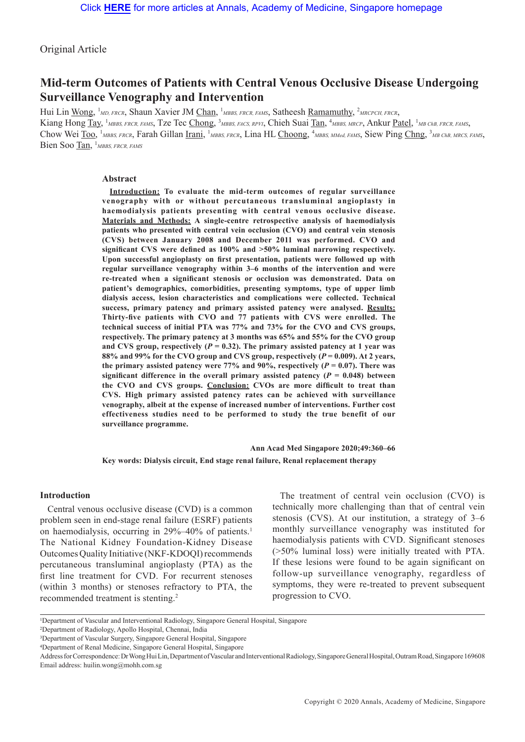Original Article

# Mid-term Outcomes of Patients with Central Venous Occlusive Disease Undergoing Surveillance Venography and Intervention

Hui Lin Wong, [1]*MD, FRCR*, Shaun Xavier JM Chan, [1]*MBBS, FRCR, FAMS*, Satheesh Ramamuthy, [2]*MRCPCH, FRCR*, Kiang Hong Tay, [1]*MBBS, FRCR, FAMS*, Tze Tec Chong, [3]*MBBS, FACS, RPVI*, Chieh Suai Tan, [4]*MBBS, MRCP*, Ankur Patel, [1]*MB ChB, FRCR, FAMS*, Chow Wei Too, [1]*MBBS, FRCR*, Farah Gillan Irani, [1]*MBBS, FRCR*, Lina HL Choong, [4]*MBBS, MMed, FAMS*, Siew Ping Chng, [3]*MB ChB, MRCS, FAMS*, Bien Soo Tan, [1]*MBBS, FRCR, FAMS*

## Abstract

**Introduction:** **To evaluate the mid-term outcomes of regular surveillance venography with or without percutaneous transluminal angioplasty in haemodialysis patients presenting with central venous occlusive disease.** **Materials and Methods:** **A single-centre retrospective analysis of haemodialysis patients who presented with central vein occlusion (CVO) and central vein stenosis (CVS) between January 2008 and December 2011 was performed. CVO and significant CVS were defined as 100% and >50% luminal narrowing respectively. Upon successful angioplasty on first presentation, patients were followed up with regular surveillance venography within 3–6 months of the intervention and were re-treated when a significant stenosis or occlusion was demonstrated. Data on patient's demographics, comorbidities, presenting symptoms, type of upper limb dialysis access, lesion characteristics and complications were collected. Technical success, primary patency and primary assisted patency were analysed.** **Results:** **Thirty-five patients with CVO and 77 patients with CVS were enrolled. The technical success of initial PTA was 77% and 73% for the CVO and CVS groups, respectively. The primary patency at 3 months was 65% and 55% for the CVO group and CVS group, respectively ($P$ = 0.32). The primary assisted patency at 1 year was 88% and 99% for the CVO group and CVS group, respectively ($P$ = 0.009). At 2 years, the primary assisted patency were 77% and 90%, respectively ($P$ = 0.07). There was significant difference in the overall primary assisted patency ($P$ = 0.048) between the CVO and CVS groups.** **Conclusion:** **CVOs are more difficult to treat than CVS. High primary assisted patency rates can be achieved with surveillance venography, albeit at the expense of increased number of interventions. Further cost effectiveness studies need to be performed to study the true benefit of our surveillance programme.**

**Ann Acad Med Singapore 2020;49:360–66**

**Key words: Dialysis circuit, End stage renal failure, Renal replacement therapy**

## Introduction

Central venous occlusive disease (CVD) is a common problem seen in end-stage renal failure (ESRF) patients on haemodialysis, occurring in 29%–40% of patients.[1] The National Kidney Foundation-Kidney Disease Outcomes Quality Initiative (NKF-KDOQI) recommends percutaneous transluminal angioplasty (PTA) as the first line treatment for CVD. For recurrent stenoses (within 3 months) or stenoses refractory to PTA, the recommended treatment is stenting.[2]

The treatment of central vein occlusion (CVO) is technically more challenging than that of central vein stenosis (CVS). At our institution, a strategy of 3–6 monthly surveillance venography was instituted for haemodialysis patients with CVD. Significant stenoses (>50% luminal loss) were initially treated with PTA. If these lesions were found to be again significant on follow-up surveillance venography, regardless of symptoms, they were re-treated to prevent subsequent progression to CVO.

[1]Department of Vascular and Interventional Radiology, Singapore General Hospital, Singapore
[2]Department of Radiology, Apollo Hospital, Chennai, India
[3]Department of Vascular Surgery, Singapore General Hospital, Singapore
[4]Department of Renal Medicine, Singapore General Hospital, Singapore
Address for Correspondence: Dr Wong Hui Lin, Department of Vascular and Interventional Radiology, Singapore General Hospital, Outram Road, Singapore 169608
Email address: huilin.wong@mohh.com.sg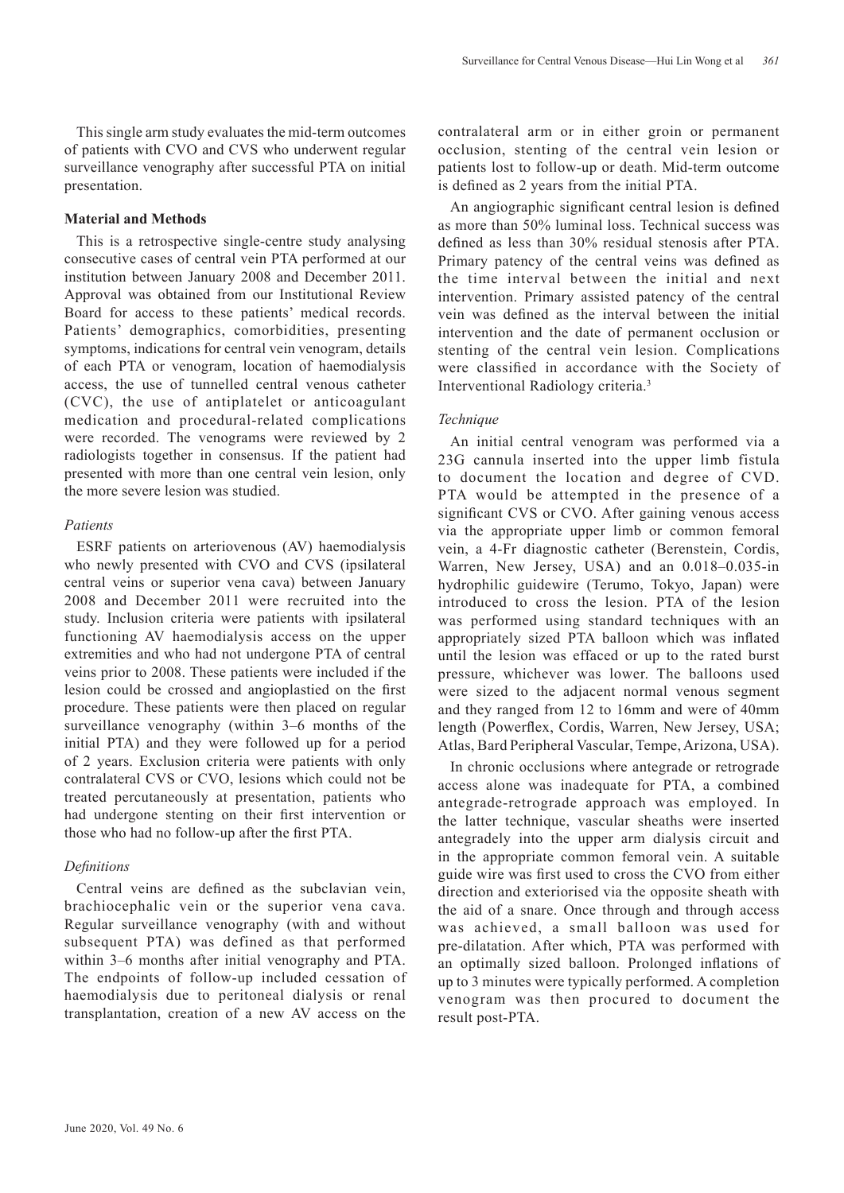This single arm study evaluates the mid-term outcomes of patients with CVO and CVS who underwent regular surveillance venography after successful PTA on initial presentation.

## Material and Methods

This is a retrospective single-centre study analysing consecutive cases of central vein PTA performed at our institution between January 2008 and December 2011. Approval was obtained from our Institutional Review Board for access to these patients' medical records. Patients' demographics, comorbidities, presenting symptoms, indications for central vein venogram, details of each PTA or venogram, location of haemodialysis access, the use of tunnelled central venous catheter (CVC), the use of antiplatelet or anticoagulant medication and procedural-related complications were recorded. The venograms were reviewed by 2 radiologists together in consensus. If the patient had presented with more than one central vein lesion, only the more severe lesion was studied.

### *Patients*

ESRF patients on arteriovenous (AV) haemodialysis who newly presented with CVO and CVS (ipsilateral central veins or superior vena cava) between January 2008 and December 2011 were recruited into the study. Inclusion criteria were patients with ipsilateral functioning AV haemodialysis access on the upper extremities and who had not undergone PTA of central veins prior to 2008. These patients were included if the lesion could be crossed and angioplastied on the first procedure. These patients were then placed on regular surveillance venography (within 3–6 months of the initial PTA) and they were followed up for a period of 2 years. Exclusion criteria were patients with only contralateral CVS or CVO, lesions which could not be treated percutaneously at presentation, patients who had undergone stenting on their first intervention or those who had no follow-up after the first PTA.

### *Definitions*

Central veins are defined as the subclavian vein, brachiocephalic vein or the superior vena cava. Regular surveillance venography (with and without subsequent PTA) was defined as that performed within 3–6 months after initial venography and PTA. The endpoints of follow-up included cessation of haemodialysis due to peritoneal dialysis or renal transplantation, creation of a new AV access on the contralateral arm or in either groin or permanent occlusion, stenting of the central vein lesion or patients lost to follow-up or death. Mid-term outcome is defined as 2 years from the initial PTA.

An angiographic significant central lesion is defined as more than 50% luminal loss. Technical success was defined as less than 30% residual stenosis after PTA. Primary patency of the central veins was defined as the time interval between the initial and next intervention. Primary assisted patency of the central vein was defined as the interval between the initial intervention and the date of permanent occlusion or stenting of the central vein lesion. Complications were classified in accordance with the Society of Interventional Radiology criteria.[3]

### *Technique*

An initial central venogram was performed via a 23G cannula inserted into the upper limb fistula to document the location and degree of CVD. PTA would be attempted in the presence of a significant CVS or CVO. After gaining venous access via the appropriate upper limb or common femoral vein, a 4-Fr diagnostic catheter (Berenstein, Cordis, Warren, New Jersey, USA) and an 0.018–0.035-in hydrophilic guidewire (Terumo, Tokyo, Japan) were introduced to cross the lesion. PTA of the lesion was performed using standard techniques with an appropriately sized PTA balloon which was inflated until the lesion was effaced or up to the rated burst pressure, whichever was lower. The balloons used were sized to the adjacent normal venous segment and they ranged from 12 to 16mm and were of 40mm length (Powerflex, Cordis, Warren, New Jersey, USA; Atlas, Bard Peripheral Vascular, Tempe, Arizona, USA).

In chronic occlusions where antegrade or retrograde access alone was inadequate for PTA, a combined antegrade-retrograde approach was employed. In the latter technique, vascular sheaths were inserted antegradely into the upper arm dialysis circuit and in the appropriate common femoral vein. A suitable guide wire was first used to cross the CVO from either direction and exteriorised via the opposite sheath with the aid of a snare. Once through and through access was achieved, a small balloon was used for pre-dilatation. After which, PTA was performed with an optimally sized balloon. Prolonged inflations of up to 3 minutes were typically performed. A completion venogram was then procured to document the result post-PTA.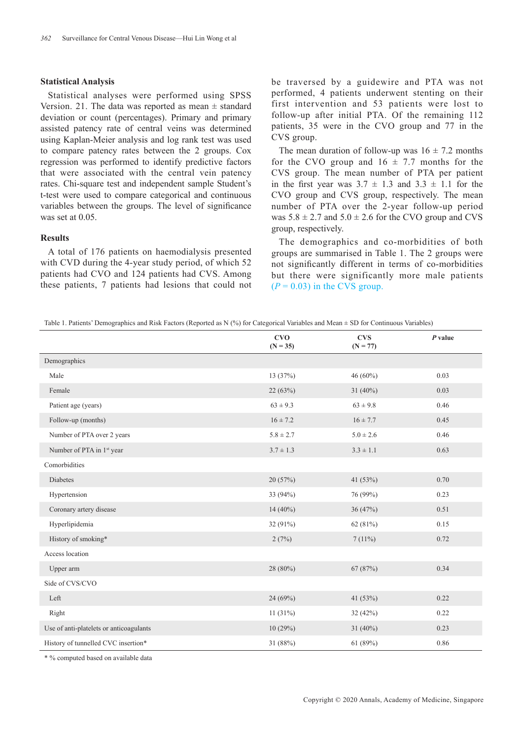### Statistical Analysis

Statistical analyses were performed using SPSS Version. 21. The data was reported as mean ± standard deviation or count (percentages). Primary and primary assisted patency rate of central veins was determined using Kaplan-Meier analysis and log rank test was used to compare patency rates between the 2 groups. Cox regression was performed to identify predictive factors that were associated with the central vein patency rates. Chi-square test and independent sample Student's t-test were used to compare categorical and continuous variables between the groups. The level of significance was set at 0.05.

### Results

A total of 176 patients on haemodialysis presented with CVD during the 4-year study period, of which 52 patients had CVO and 124 patients had CVS. Among these patients, 7 patients had lesions that could not be traversed by a guidewire and PTA was not performed, 4 patients underwent stenting on their first intervention and 53 patients were lost to follow-up after initial PTA. Of the remaining 112 patients, 35 were in the CVO group and 77 in the CVS group.

The mean duration of follow-up was 16 ± 7.2 months for the CVO group and 16 ± 7.7 months for the CVS group. The mean number of PTA per patient in the first year was 3.7 ± 1.3 and 3.3 ± 1.1 for the CVO group and CVS group, respectively. The mean number of PTA over the 2-year follow-up period was 5.8 ± 2.7 and 5.0 ± 2.6 for the CVO group and CVS group, respectively.

The demographics and co-morbidities of both groups are summarised in Table 1. The 2 groups were not significantly different in terms of co-morbidities but there were significantly more male patients ($P$ = 0.03) in the CVS group.

Table 1. Patients' Demographics and Risk Factors (Reported as N (%) for Categorical Variables and Mean ± SD for Continuous Variables)

| | CVO (N = 35) | CVS (N = 77) | *P* value |
|---|---|---|---|
| Demographics | | | |
| Male | 13 (37%) | 46 (60%) | 0.03 |
| Female | 22 (63%) | 31 (40%) | 0.03 |
| Patient age (years) | 63 ± 9.3 | 63 ± 9.8 | 0.46 |
| Follow-up (months) | 16 ± 7.2 | 16 ± 7.7 | 0.45 |
| Number of PTA over 2 years | 5.8 ± 2.7 | 5.0 ± 2.6 | 0.46 |
| Number of PTA in 1st year | 3.7 ± 1.3 | 3.3 ± 1.1 | 0.63 |
| Comorbidities | | | |
| Diabetes | 20 (57%) | 41 (53%) | 0.70 |
| Hypertension | 33 (94%) | 76 (99%) | 0.23 |
| Coronary artery disease | 14 (40%) | 36 (47%) | 0.51 |
| Hyperlipidemia | 32 (91%) | 62 (81%) | 0.15 |
| History of smoking* | 2 (7%) | 7 (11%) | 0.72 |
| Access location | | | |
| Upper arm | 28 (80%) | 67 (87%) | 0.34 |
| Side of CVS/CVO | | | |
| Left | 24 (69%) | 41 (53%) | 0.22 |
| Right | 11 (31%) | 32 (42%) | 0.22 |
| Use of anti-platelets or anticoagulants | 10 (29%) | 31 (40%) | 0.23 |
| History of tunnelled CVC insertion* | 31 (88%) | 61 (89%) | 0.86 |

\* % computed based on available data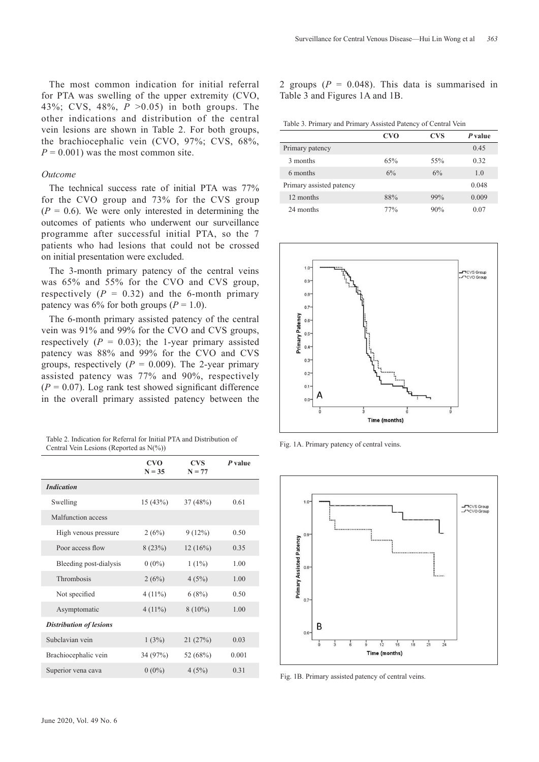The most common indication for initial referral for PTA was swelling of the upper extremity (CVO, 43%; CVS, 48%, $P > 0.05$) in both groups. The other indications and distribution of the central vein lesions are shown in Table 2. For both groups, the brachiocephalic vein (CVO, 97%; CVS, 68%, $P = 0.001$) was the most common site.

*Outcome*

The technical success rate of initial PTA was 77% for the CVO group and 73% for the CVS group ($P = 0.6$). We were only interested in determining the outcomes of patients who underwent our surveillance programme after successful initial PTA, so the 7 patients who had lesions that could not be crossed on initial presentation were excluded.

The 3-month primary patency of the central veins was 65% and 55% for the CVO and CVS group, respectively ($P = 0.32$) and the 6-month primary patency was 6% for both groups ($P = 1.0$).

The 6-month primary assisted patency of the central vein was 91% and 99% for the CVO and CVS groups, respectively ($P = 0.03$); the 1-year primary assisted patency was 88% and 99% for the CVO and CVS groups, respectively ($P = 0.009$). The 2-year primary assisted patency was 77% and 90%, respectively ($P = 0.07$). Log rank test showed significant difference in the overall primary assisted patency between the 2 groups ($P = 0.048$). This data is summarised in Table 3 and Figures 1A and 1B.

Table 2. Indication for Referral for Initial PTA and Distribution of Central Vein Lesions (Reported as N(%))

| | CVO N = 35 | CVS N = 77 | P value |
|---|---|---|---|
| ***Indication*** | | | |
| Swelling | 15 (43%) | 37 (48%) | 0.61 |
| Malfunction access | | | |
| High venous pressure | 2 (6%) | 9 (12%) | 0.50 |
| Poor access flow | 8 (23%) | 12 (16%) | 0.35 |
| Bleeding post-dialysis | 0 (0%) | 1 (1%) | 1.00 |
| Thrombosis | 2 (6%) | 4 (5%) | 1.00 |
| Not specified | 4 (11%) | 6 (8%) | 0.50 |
| Asymptomatic | 4 (11%) | 8 (10%) | 1.00 |
| ***Distribution of lesions*** | | | |
| Subclavian vein | 1 (3%) | 21 (27%) | 0.03 |
| Brachiocephalic vein | 34 (97%) | 52 (68%) | 0.001 |
| Superior vena cava | 0 (0%) | 4 (5%) | 0.31 |

Table 3. Primary and Primary Assisted Patency of Central Vein

| | CVO | CVS | P value |
|---|---|---|---|
| Primary patency | | | 0.45 |
| 3 months | 65% | 55% | 0.32 |
| 6 months | 6% | 6% | 1.0 |
| Primary assisted patency | | | 0.048 |
| 12 months | 88% | 99% | 0.009 |
| 24 months | 77% | 90% | 0.07 |

Fig. 1A. Primary patency of central veins.

Fig. 1B. Primary assisted patency of central veins.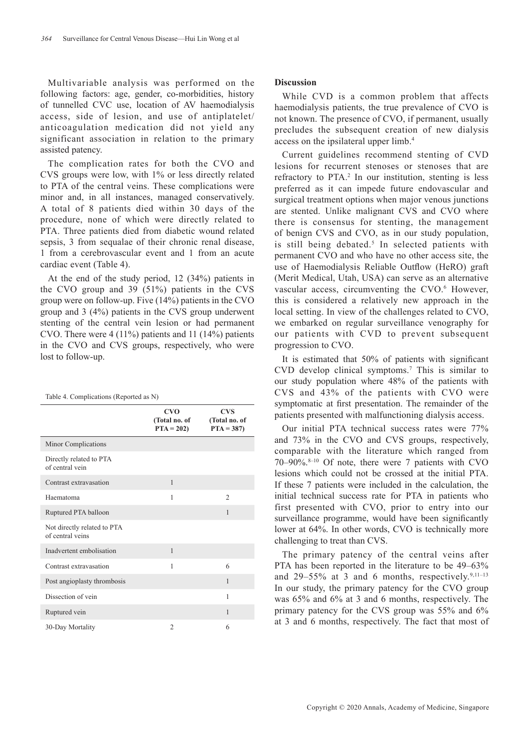Multivariable analysis was performed on the following factors: age, gender, co-morbidities, history of tunnelled CVC use, location of AV haemodialysis access, side of lesion, and use of antiplatelet/anticoagulation medication did not yield any significant association in relation to the primary assisted patency.

The complication rates for both the CVO and CVS groups were low, with 1% or less directly related to PTA of the central veins. These complications were minor and, in all instances, managed conservatively. A total of 8 patients died within 30 days of the procedure, none of which were directly related to PTA. Three patients died from diabetic wound related sepsis, 3 from sequalae of their chronic renal disease, 1 from a cerebrovascular event and 1 from an acute cardiac event (Table 4).

At the end of the study period, 12 (34%) patients in the CVO group and 39 (51%) patients in the CVS group were on follow-up. Five (14%) patients in the CVO group and 3 (4%) patients in the CVS group underwent stenting of the central vein lesion or had permanent CVO. There were 4 (11%) patients and 11 (14%) patients in the CVO and CVS groups, respectively, who were lost to follow-up.

Table 4. Complications (Reported as N)

| | CVO (Total no. of PTA = 202) | CVS (Total no. of PTA = 387) |
|---|---|---|
| Minor Complications | | |
| Directly related to PTA of central vein | | |
| Contrast extravasation | 1 | |
| Haematoma | 1 | 2 |
| Ruptured PTA balloon | | 1 |
| Not directly related to PTA of central veins | | |
| Inadvertent embolisation | 1 | |
| Contrast extravasation | 1 | 6 |
| Post angioplasty thrombosis | | 1 |
| Dissection of vein | | 1 |
| Ruptured vein | | 1 |
| 30-Day Mortality | 2 | 6 |

## Discussion

While CVD is a common problem that affects haemodialysis patients, the true prevalence of CVO is not known. The presence of CVO, if permanent, usually precludes the subsequent creation of new dialysis access on the ipsilateral upper limb.[4]

Current guidelines recommend stenting of CVD lesions for recurrent stenoses or stenoses that are refractory to PTA.[2] In our institution, stenting is less preferred as it can impede future endovascular and surgical treatment options when major venous junctions are stented. Unlike malignant CVS and CVO where there is consensus for stenting, the management of benign CVS and CVO, as in our study population, is still being debated.[5] In selected patients with permanent CVO and who have no other access site, the use of Haemodialysis Reliable Outflow (HeRO) graft (Merit Medical, Utah, USA) can serve as an alternative vascular access, circumventing the CVO.[6] However, this is considered a relatively new approach in the local setting. In view of the challenges related to CVO, we embarked on regular surveillance venography for our patients with CVD to prevent subsequent progression to CVO.

It is estimated that 50% of patients with significant CVD develop clinical symptoms.[7] This is similar to our study population where 48% of the patients with CVS and 43% of the patients with CVO were symptomatic at first presentation. The remainder of the patients presented with malfunctioning dialysis access.

Our initial PTA technical success rates were 77% and 73% in the CVO and CVS groups, respectively, comparable with the literature which ranged from 70–90%.[8–10] Of note, there were 7 patients with CVO lesions which could not be crossed at the initial PTA. If these 7 patients were included in the calculation, the initial technical success rate for PTA in patients who first presented with CVO, prior to entry into our surveillance programme, would have been significantly lower at 64%. In other words, CVO is technically more challenging to treat than CVS.

The primary patency of the central veins after PTA has been reported in the literature to be 49–63% and 29–55% at 3 and 6 months, respectively.[9,11–13] In our study, the primary patency for the CVO group was 65% and 6% at 3 and 6 months, respectively. The primary patency for the CVS group was 55% and 6% at 3 and 6 months, respectively. The fact that most of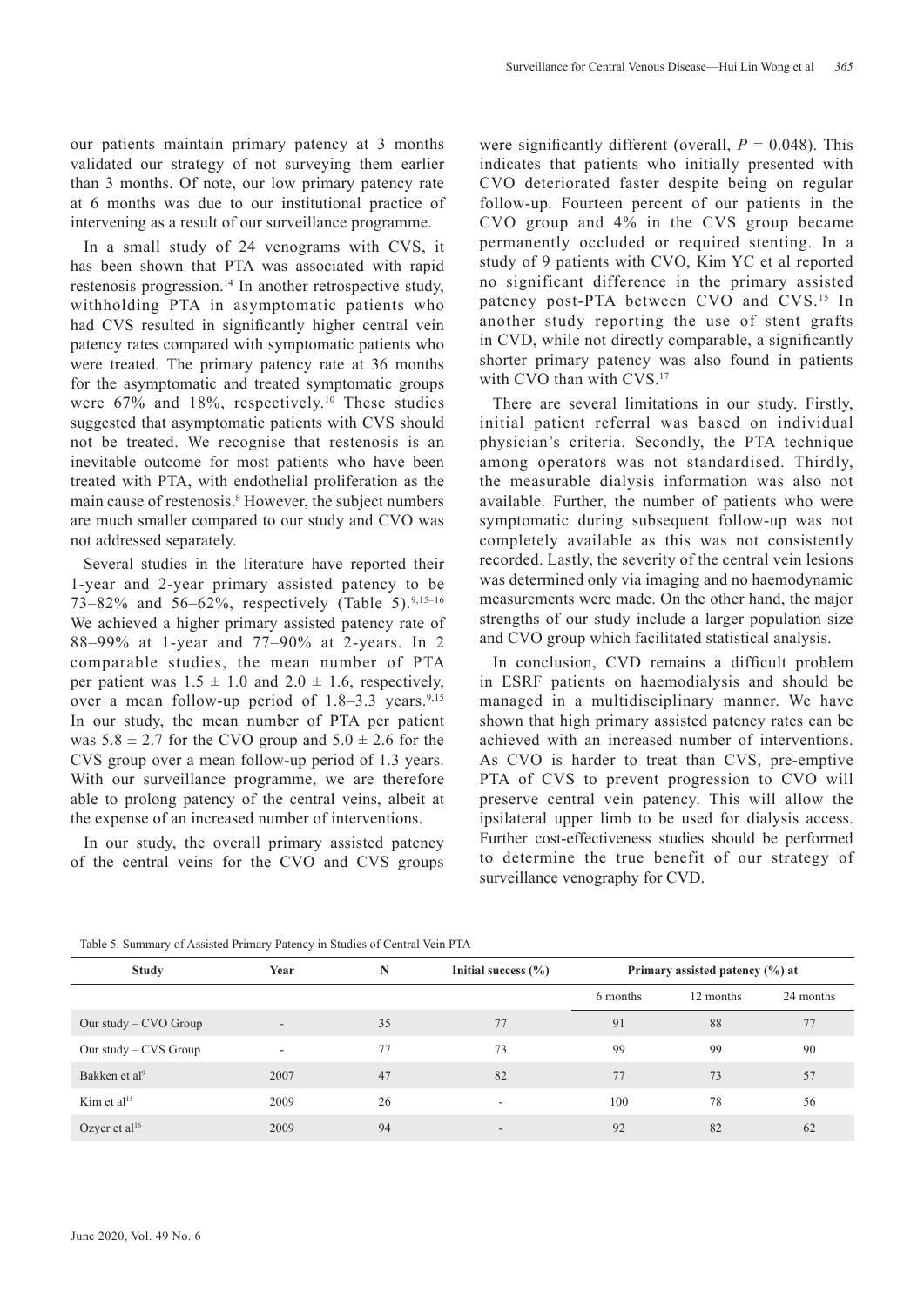our patients maintain primary patency at 3 months validated our strategy of not surveying them earlier than 3 months. Of note, our low primary patency rate at 6 months was due to our institutional practice of intervening as a result of our surveillance programme.

In a small study of 24 venograms with CVS, it has been shown that PTA was associated with rapid restenosis progression.[14] In another retrospective study, withholding PTA in asymptomatic patients who had CVS resulted in significantly higher central vein patency rates compared with symptomatic patients who were treated. The primary patency rate at 36 months for the asymptomatic and treated symptomatic groups were 67% and 18%, respectively.[10] These studies suggested that asymptomatic patients with CVS should not be treated. We recognise that restenosis is an inevitable outcome for most patients who have been treated with PTA, with endothelial proliferation as the main cause of restenosis.[8] However, the subject numbers are much smaller compared to our study and CVO was not addressed separately.

Several studies in the literature have reported their 1-year and 2-year primary assisted patency to be 73–82% and 56–62%, respectively (Table 5).[9,15–16] We achieved a higher primary assisted patency rate of 88–99% at 1-year and 77–90% at 2-years. In 2 comparable studies, the mean number of PTA per patient was $1.5 \pm 1.0$ and $2.0 \pm 1.6$, respectively, over a mean follow-up period of 1.8–3.3 years.[9,15] In our study, the mean number of PTA per patient was $5.8 \pm 2.7$ for the CVO group and $5.0 \pm 2.6$ for the CVS group over a mean follow-up period of 1.3 years. With our surveillance programme, we are therefore able to prolong patency of the central veins, albeit at the expense of an increased number of interventions.

In our study, the overall primary assisted patency of the central veins for the CVO and CVS groups were significantly different (overall, $P = 0.048$). This indicates that patients who initially presented with CVO deteriorated faster despite being on regular follow-up. Fourteen percent of our patients in the CVO group and 4% in the CVS group became permanently occluded or required stenting. In a study of 9 patients with CVO, Kim YC et al reported no significant difference in the primary assisted patency post-PTA between CVO and CVS.[15] In another study reporting the use of stent grafts in CVD, while not directly comparable, a significantly shorter primary patency was also found in patients with CVO than with CVS.[17]

There are several limitations in our study. Firstly, initial patient referral was based on individual physician's criteria. Secondly, the PTA technique among operators was not standardised. Thirdly, the measurable dialysis information was also not available. Further, the number of patients who were symptomatic during subsequent follow-up was not completely available as this was not consistently recorded. Lastly, the severity of the central vein lesions was determined only via imaging and no haemodynamic measurements were made. On the other hand, the major strengths of our study include a larger population size and CVO group which facilitated statistical analysis.

In conclusion, CVD remains a difficult problem in ESRF patients on haemodialysis and should be managed in a multidisciplinary manner. We have shown that high primary assisted patency rates can be achieved with an increased number of interventions. As CVO is harder to treat than CVS, pre-emptive PTA of CVS to prevent progression to CVO will preserve central vein patency. This will allow the ipsilateral upper limb to be used for dialysis access. Further cost-effectiveness studies should be performed to determine the true benefit of our strategy of surveillance venography for CVD.

Table 5. Summary of Assisted Primary Patency in Studies of Central Vein PTA

| Study | Year | N | Initial success (%) | Primary assisted patency (%) at | | |
|---|---|---|---|---|---|---|
| | | | | 6 months | 12 months | 24 months |
| Our study – CVO Group | - | 35 | 77 | 91 | 88 | 77 |
| Our study – CVS Group | - | 77 | 73 | 99 | 99 | 90 |
| Bakken et al[9] | 2007 | 47 | 82 | 77 | 73 | 57 |
| Kim et al[15] | 2009 | 26 | - | 100 | 78 | 56 |
| Ozyer et al[16] | 2009 | 94 | - | 92 | 82 | 62 |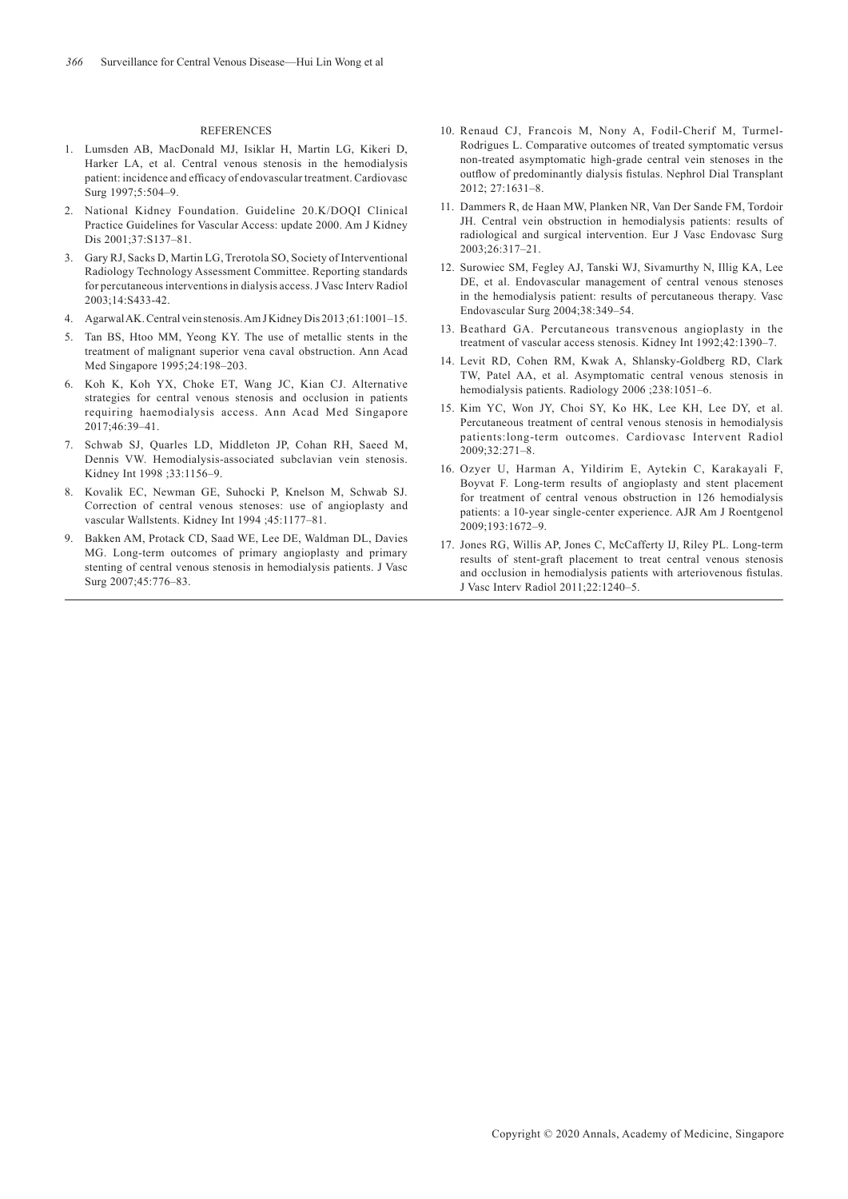## REFERENCES

1. Lumsden AB, MacDonald MJ, Isiklar H, Martin LG, Kikeri D, Harker LA, et al. Central venous stenosis in the hemodialysis patient: incidence and efficacy of endovascular treatment. Cardiovasc Surg 1997;5:504–9.
2. National Kidney Foundation. Guideline 20.K/DOQI Clinical Practice Guidelines for Vascular Access: update 2000. Am J Kidney Dis 2001;37:S137–81.
3. Gary RJ, Sacks D, Martin LG, Trerotola SO, Society of Interventional Radiology Technology Assessment Committee. Reporting standards for percutaneous interventions in dialysis access. J Vasc Interv Radiol 2003;14:S433-42.
4. Agarwal AK. Central vein stenosis. Am J Kidney Dis 2013 ;61:1001–15.
5. Tan BS, Htoo MM, Yeong KY. The use of metallic stents in the treatment of malignant superior vena caval obstruction. Ann Acad Med Singapore 1995;24:198–203.
6. Koh K, Koh YX, Choke ET, Wang JC, Kian CJ. Alternative strategies for central venous stenosis and occlusion in patients requiring haemodialysis access. Ann Acad Med Singapore 2017;46:39–41.
7. Schwab SJ, Quarles LD, Middleton JP, Cohan RH, Saeed M, Dennis VW. Hemodialysis-associated subclavian vein stenosis. Kidney Int 1998 ;33:1156–9.
8. Kovalik EC, Newman GE, Suhocki P, Knelson M, Schwab SJ. Correction of central venous stenoses: use of angioplasty and vascular Wallstents. Kidney Int 1994 ;45:1177–81.
9. Bakken AM, Protack CD, Saad WE, Lee DE, Waldman DL, Davies MG. Long-term outcomes of primary angioplasty and primary stenting of central venous stenosis in hemodialysis patients. J Vasc Surg 2007;45:776–83.
10. Renaud CJ, Francois M, Nony A, Fodil-Cherif M, Turmel-Rodrigues L. Comparative outcomes of treated symptomatic versus non-treated asymptomatic high-grade central vein stenoses in the outflow of predominantly dialysis fistulas. Nephrol Dial Transplant 2012; 27:1631–8.
11. Dammers R, de Haan MW, Planken NR, Van Der Sande FM, Tordoir JH. Central vein obstruction in hemodialysis patients: results of radiological and surgical intervention. Eur J Vasc Endovasc Surg 2003;26:317–21.
12. Surowiec SM, Fegley AJ, Tanski WJ, Sivamurthy N, Illig KA, Lee DE, et al. Endovascular management of central venous stenoses in the hemodialysis patient: results of percutaneous therapy. Vasc Endovascular Surg 2004;38:349–54.
13. Beathard GA. Percutaneous transvenous angioplasty in the treatment of vascular access stenosis. Kidney Int 1992;42:1390–7.
14. Levit RD, Cohen RM, Kwak A, Shlansky-Goldberg RD, Clark TW, Patel AA, et al. Asymptomatic central venous stenosis in hemodialysis patients. Radiology 2006 ;238:1051–6.
15. Kim YC, Won JY, Choi SY, Ko HK, Lee KH, Lee DY, et al. Percutaneous treatment of central venous stenosis in hemodialysis patients:long-term outcomes. Cardiovasc Intervent Radiol 2009;32:271–8.
16. Ozyer U, Harman A, Yildirim E, Aytekin C, Karakayali F, Boyvat F. Long-term results of angioplasty and stent placement for treatment of central venous obstruction in 126 hemodialysis patients: a 10-year single-center experience. AJR Am J Roentgenol 2009;193:1672–9.
17. Jones RG, Willis AP, Jones C, McCafferty IJ, Riley PL. Long-term results of stent-graft placement to treat central venous stenosis and occlusion in hemodialysis patients with arteriovenous fistulas. J Vasc Interv Radiol 2011;22:1240–5.